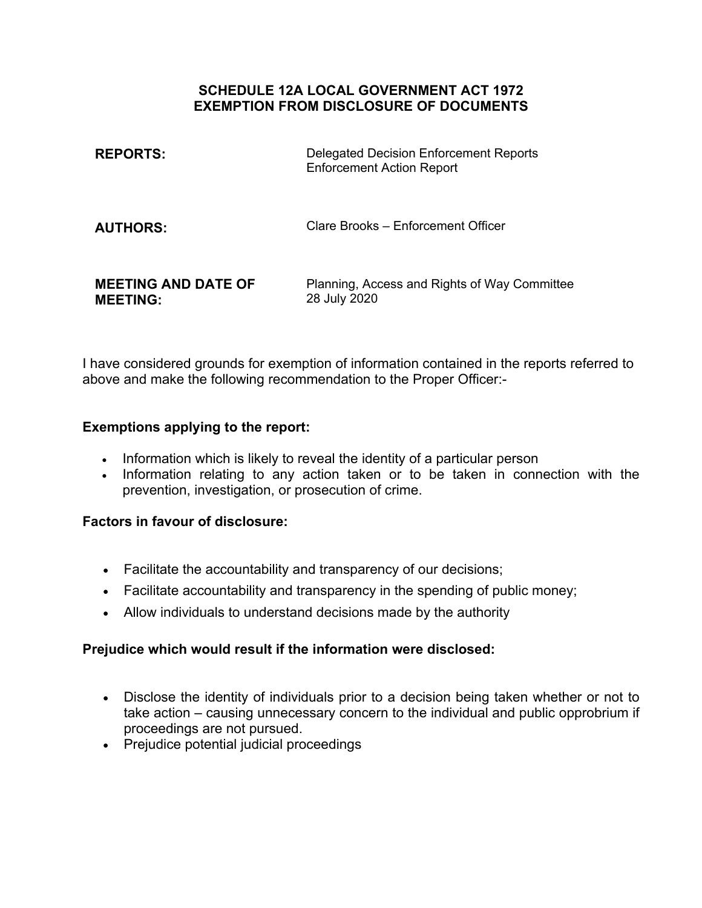**SCHEDULE 12A LOCAL GOVERNMENT ACT 1972**
**EXEMPTION FROM DISCLOSURE OF DOCUMENTS**

| | |
|---|---|
| **REPORTS:** | Delegated Decision Enforcement Reports<br>Enforcement Action Report |
| **AUTHORS:** | Clare Brooks – Enforcement Officer |
| **MEETING AND DATE OF MEETING:** | Planning, Access and Rights of Way Committee<br>28 July 2020 |

I have considered grounds for exemption of information contained in the reports referred to above and make the following recommendation to the Proper Officer:-

**Exemptions applying to the report:**

- Information which is likely to reveal the identity of a particular person
- Information relating to any action taken or to be taken in connection with the prevention, investigation, or prosecution of crime.

**Factors in favour of disclosure:**

- Facilitate the accountability and transparency of our decisions;
- Facilitate accountability and transparency in the spending of public money;
- Allow individuals to understand decisions made by the authority

**Prejudice which would result if the information were disclosed:**

- Disclose the identity of individuals prior to a decision being taken whether or not to take action – causing unnecessary concern to the individual and public opprobrium if proceedings are not pursued.
- Prejudice potential judicial proceedings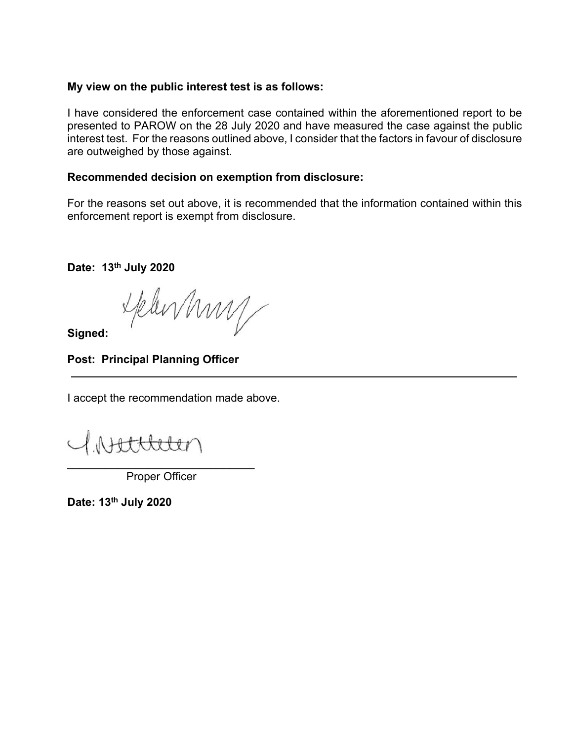**My view on the public interest test is as follows:**

I have considered the enforcement case contained within the aforementioned report to be presented to PAROW on the 28 July 2020 and have measured the case against the public interest test. For the reasons outlined above, I consider that the factors in favour of disclosure are outweighed by those against.

**Recommended decision on exemption from disclosure:**

For the reasons set out above, it is recommended that the information contained within this enforcement report is exempt from disclosure.

**Date: 13th July 2020**

**Signed:**

**Post: Principal Planning Officer**

---

I accept the recommendation made above.

______________________________
Proper Officer

**Date: 13th July 2020**